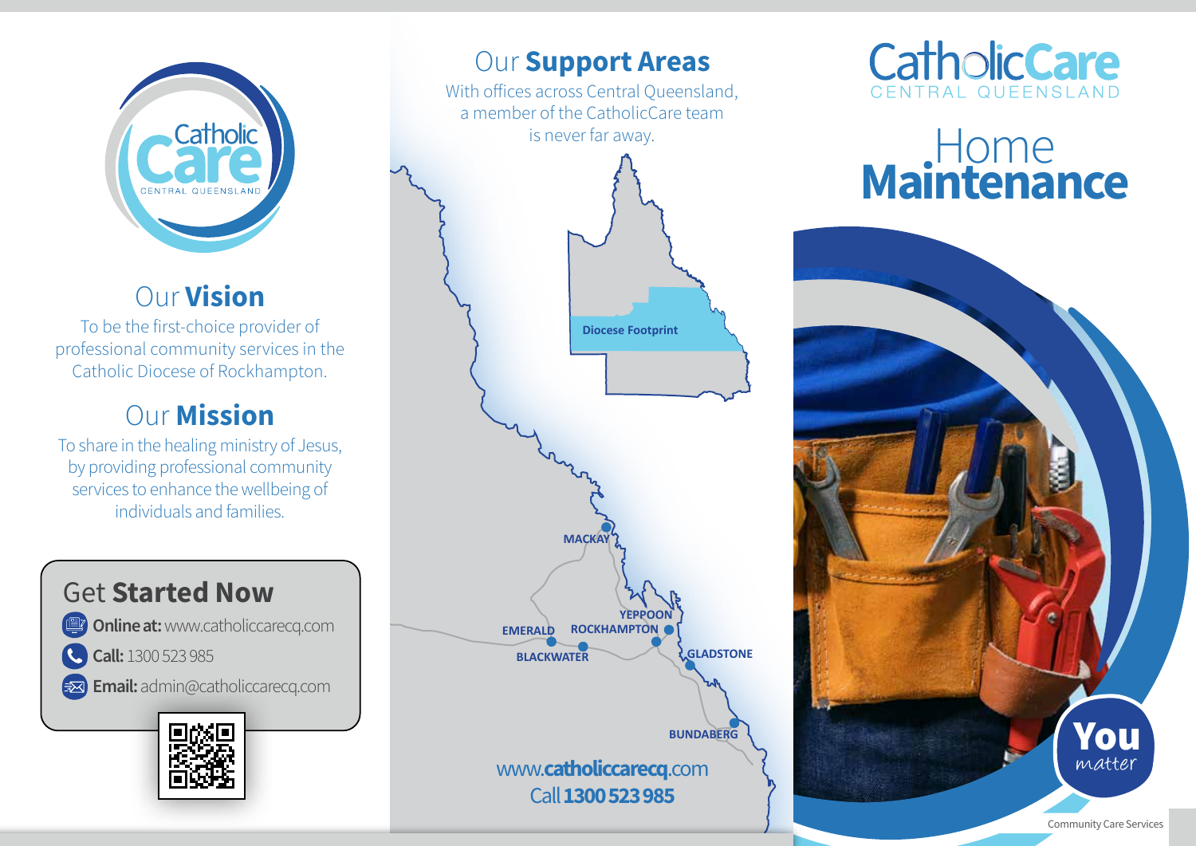# Our **Vision**

To be the first-choice provider of professional community services in the Catholic Diocese of Rockhampton.

# Our **Mission**

To share in the healing ministry of Jesus, by providing professional community services to enhance the wellbeing of individuals and families.

## Get **Started Now**

- **Online at:** www.catholiccarecq.com
- **Call:** 1300 523 985
- **Email:** admin@catholiccarecq.com

# Our **Support Areas**

With offices across Central Queensland, a member of the CatholicCare team is never far away.

Diocese Footprint

MACKAY
YEPPOON
EMERALD
ROCKHAMPTON
BLACKWATER
GLADSTONE
BUNDABERG

www.**catholiccarecq**.com
Call **1300 523 985**

CatholicCare
CENTRAL QUEENSLAND

# Home **Maintenance**

**You** *matter*

Community Care Services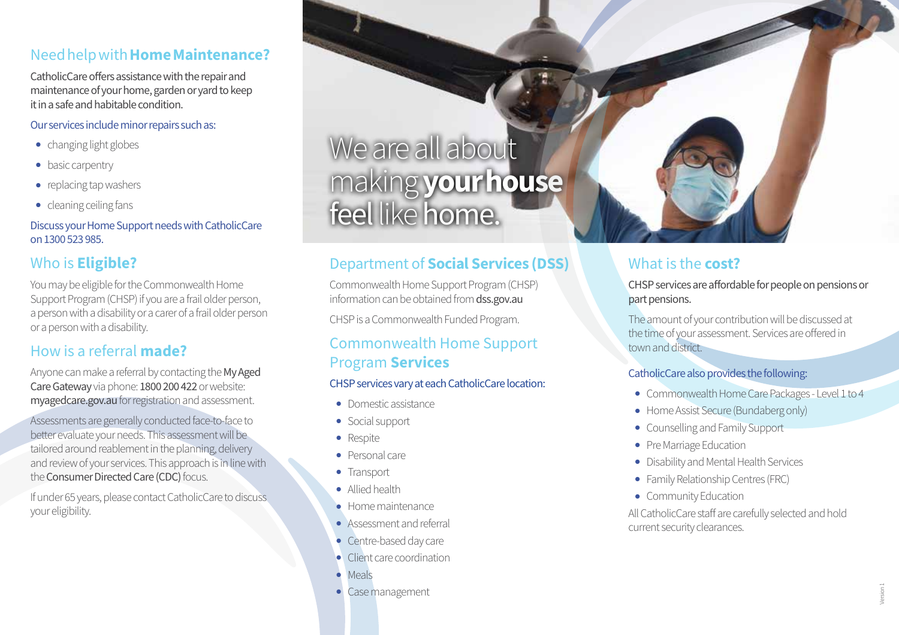## Need help with **Home Maintenance?**

CatholicCare offers assistance with the repair and maintenance of your home, garden or yard to keep it in a safe and habitable condition.

Our services include minor repairs such as:

- changing light globes
- basic carpentry
- replacing tap washers
- cleaning ceiling fans

Discuss your Home Support needs with CatholicCare on 1300 523 985.

## Who is **Eligible?**

You may be eligible for the Commonwealth Home Support Program (CHSP) if you are a frail older person, a person with a disability or a carer of a frail older person or a person with a disability.

## How is a referral **made?**

Anyone can make a referral by contacting the My Aged Care Gateway via phone: 1800 200 422 or website: myagedcare.gov.au for registration and assessment.

Assessments are generally conducted face-to-face to better evaluate your needs. This assessment will be tailored around reablement in the planning, delivery and review of your services. This approach is in line with the Consumer Directed Care (CDC) focus.

If under 65 years, please contact CatholicCare to discuss your eligibility.

# We are all about making **your house** feel like home.

## Department of **Social Services (DSS)**

Commonwealth Home Support Program (CHSP) information can be obtained from dss.gov.au

CHSP is a Commonwealth Funded Program.

## Commonwealth Home Support Program **Services**

CHSP services vary at each CatholicCare location:

- Domestic assistance
- Social support
- Respite
- Personal care
- Transport
- Allied health
- Home maintenance
- Assessment and referral
- Centre-based day care
- Client care coordination
- Meals
- Case management

## What is the **cost?**

CHSP services are affordable for people on pensions or part pensions.

The amount of your contribution will be discussed at the time of your assessment. Services are offered in town and district.

CatholicCare also provides the following:

- Commonwealth Home Care Packages - Level 1 to 4
- Home Assist Secure (Bundaberg only)
- Counselling and Family Support
- Pre Marriage Education
- Disability and Mental Health Services
- Family Relationship Centres (FRC)
- Community Education

All CatholicCare staff are carefully selected and hold current security clearances.

Version 1